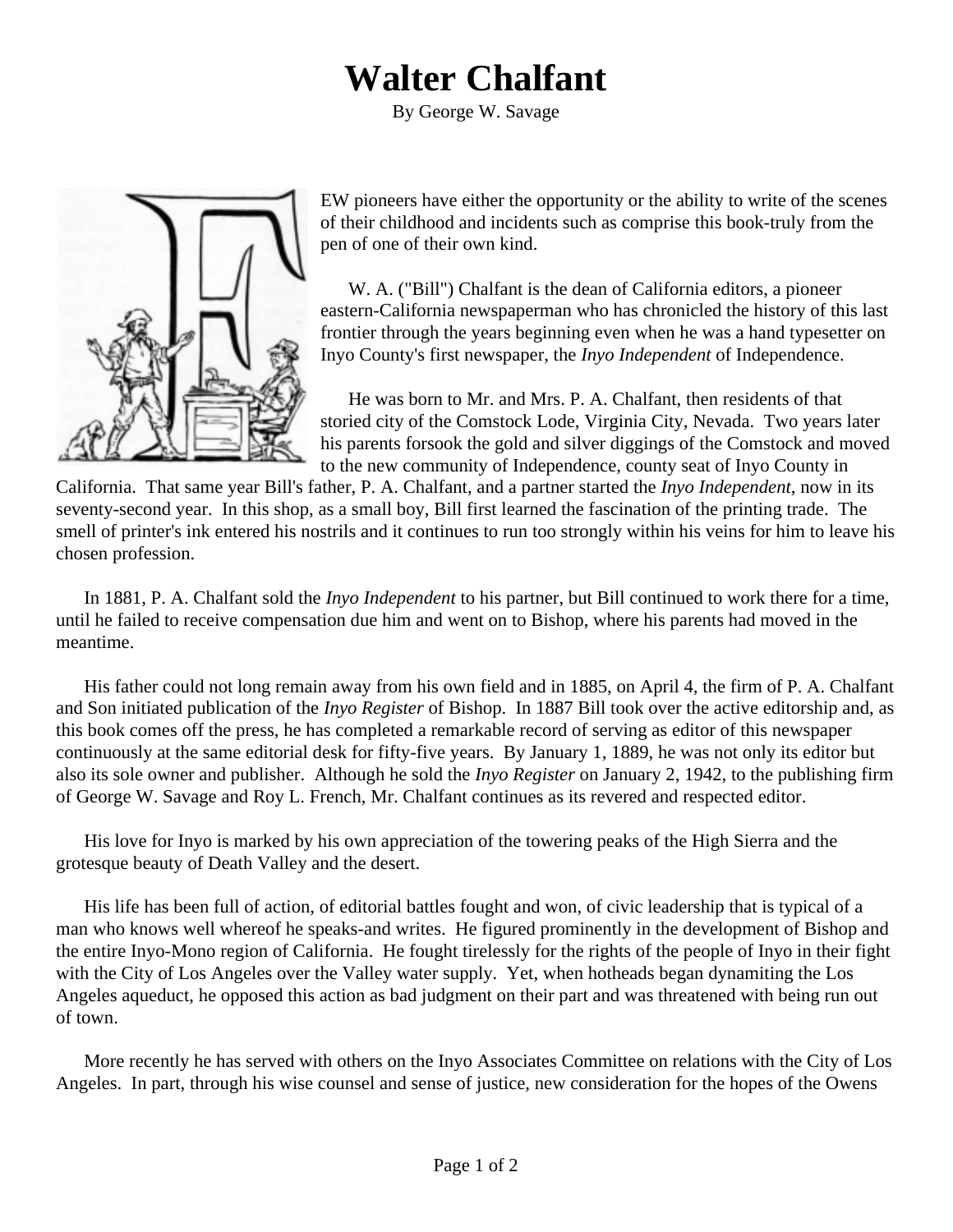# Walter Chalfant

By George W. Savage

FEW pioneers have either the opportunity or the ability to write of the scenes of their childhood and incidents such as comprise this book-truly from the pen of one of their own kind.

W. A. ("Bill") Chalfant is the dean of California editors, a pioneer eastern-California newspaperman who has chronicled the history of this last frontier through the years beginning even when he was a hand typesetter on Inyo County's first newspaper, the *Inyo Independent* of Independence.

He was born to Mr. and Mrs. P. A. Chalfant, then residents of that storied city of the Comstock Lode, Virginia City, Nevada. Two years later his parents forsook the gold and silver diggings of the Comstock and moved to the new community of Independence, county seat of Inyo County in California. That same year Bill's father, P. A. Chalfant, and a partner started the *Inyo Independent*, now in its seventy-second year. In this shop, as a small boy, Bill first learned the fascination of the printing trade. The smell of printer's ink entered his nostrils and it continues to run too strongly within his veins for him to leave his chosen profession.

In 1881, P. A. Chalfant sold the *Inyo Independent* to his partner, but Bill continued to work there for a time, until he failed to receive compensation due him and went on to Bishop, where his parents had moved in the meantime.

His father could not long remain away from his own field and in 1885, on April 4, the firm of P. A. Chalfant and Son initiated publication of the *Inyo Register* of Bishop. In 1887 Bill took over the active editorship and, as this book comes off the press, he has completed a remarkable record of serving as editor of this newspaper continuously at the same editorial desk for fifty-five years. By January 1, 1889, he was not only its editor but also its sole owner and publisher. Although he sold the *Inyo Register* on January 2, 1942, to the publishing firm of George W. Savage and Roy L. French, Mr. Chalfant continues as its revered and respected editor.

His love for Inyo is marked by his own appreciation of the towering peaks of the High Sierra and the grotesque beauty of Death Valley and the desert.

His life has been full of action, of editorial battles fought and won, of civic leadership that is typical of a man who knows well whereof he speaks-and writes. He figured prominently in the development of Bishop and the entire Inyo-Mono region of California. He fought tirelessly for the rights of the people of Inyo in their fight with the City of Los Angeles over the Valley water supply. Yet, when hotheads began dynamiting the Los Angeles aqueduct, he opposed this action as bad judgment on their part and was threatened with being run out of town.

More recently he has served with others on the Inyo Associates Committee on relations with the City of Los Angeles. In part, through his wise counsel and sense of justice, new consideration for the hopes of the Owens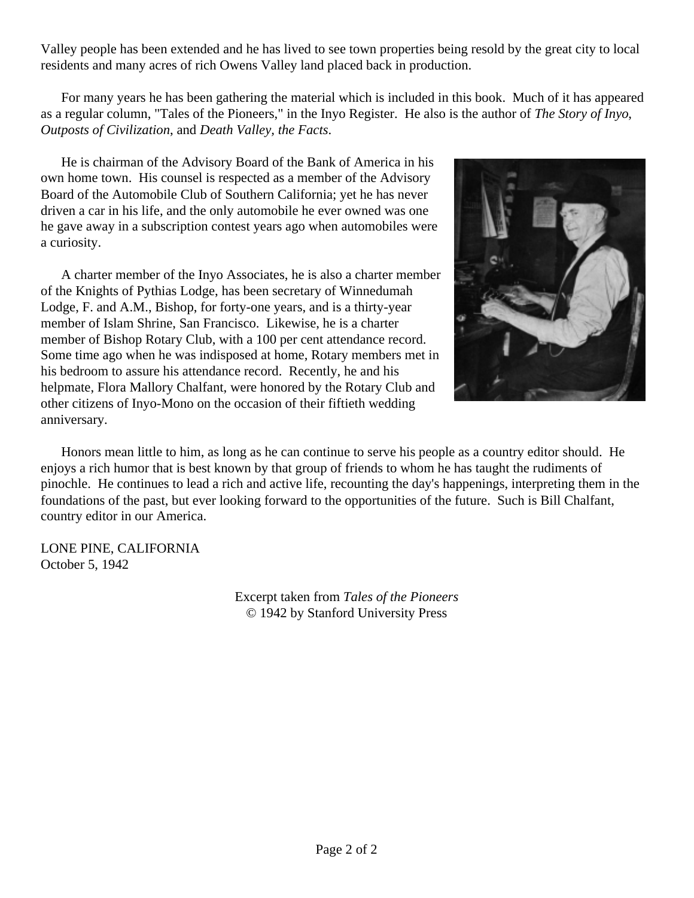Valley people has been extended and he has lived to see town properties being resold by the great city to local residents and many acres of rich Owens Valley land placed back in production.

For many years he has been gathering the material which is included in this book. Much of it has appeared as a regular column, "Tales of the Pioneers," in the Inyo Register. He also is the author of *The Story of Inyo*, *Outposts of Civilization*, and *Death Valley, the Facts*.

He is chairman of the Advisory Board of the Bank of America in his own home town. His counsel is respected as a member of the Advisory Board of the Automobile Club of Southern California; yet he has never driven a car in his life, and the only automobile he ever owned was one he gave away in a subscription contest years ago when automobiles were a curiosity.

A charter member of the Inyo Associates, he is also a charter member of the Knights of Pythias Lodge, has been secretary of Winnedumah Lodge, F. and A.M., Bishop, for forty-one years, and is a thirty-year member of Islam Shrine, San Francisco. Likewise, he is a charter member of Bishop Rotary Club, with a 100 per cent attendance record. Some time ago when he was indisposed at home, Rotary members met in his bedroom to assure his attendance record. Recently, he and his helpmate, Flora Mallory Chalfant, were honored by the Rotary Club and other citizens of Inyo-Mono on the occasion of their fiftieth wedding anniversary.

Honors mean little to him, as long as he can continue to serve his people as a country editor should. He enjoys a rich humor that is best known by that group of friends to whom he has taught the rudiments of pinochle. He continues to lead a rich and active life, recounting the day's happenings, interpreting them in the foundations of the past, but ever looking forward to the opportunities of the future. Such is Bill Chalfant, country editor in our America.

LONE PINE, CALIFORNIA
October 5, 1942

Excerpt taken from *Tales of the Pioneers*
© 1942 by Stanford University Press